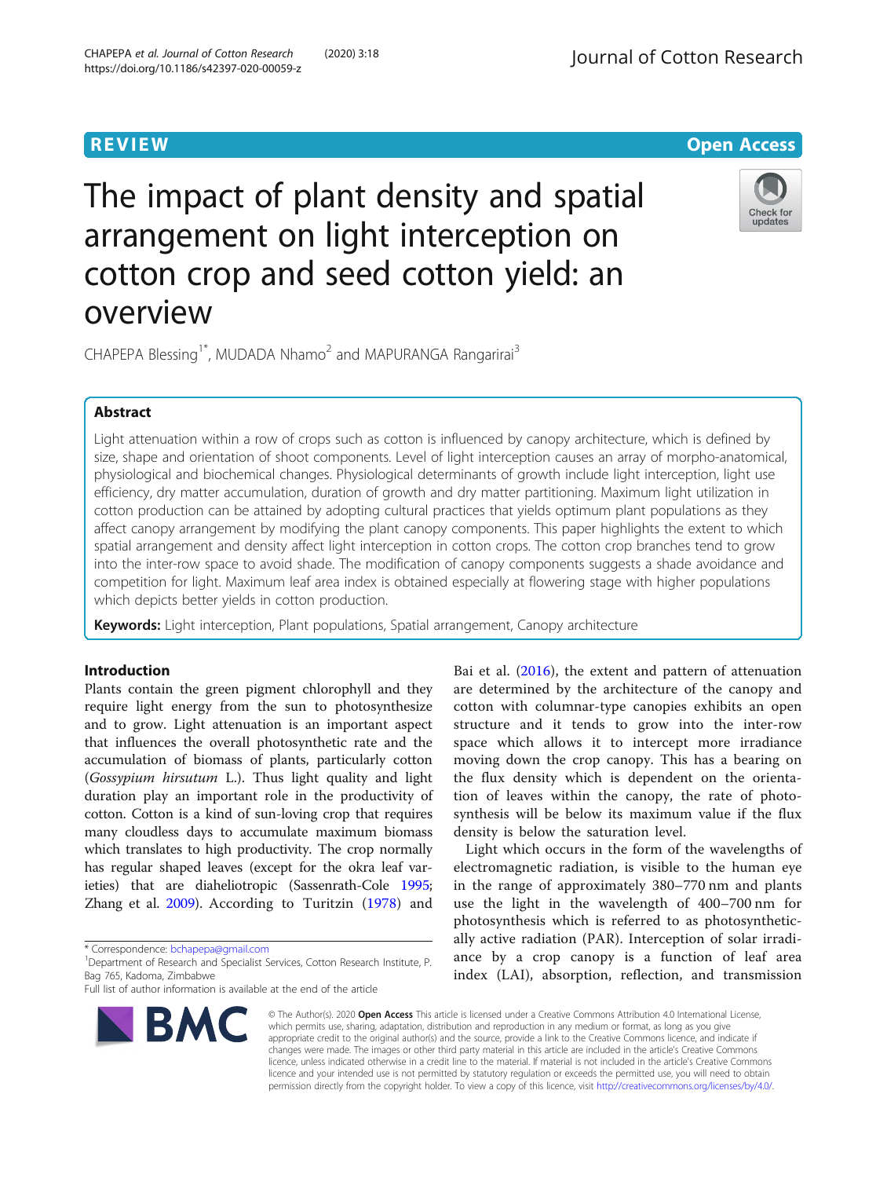REVIEW

Open Access

# The impact of plant density and spatial arrangement on light interception on cotton crop and seed cotton yield: an overview

CHAPEPA Blessing[1*], MUDADA Nhamo[2] and MAPURANGA Rangarirai[3]

## Abstract

Light attenuation within a row of crops such as cotton is influenced by canopy architecture, which is defined by size, shape and orientation of shoot components. Level of light interception causes an array of morpho-anatomical, physiological and biochemical changes. Physiological determinants of growth include light interception, light use efficiency, dry matter accumulation, duration of growth and dry matter partitioning. Maximum light utilization in cotton production can be attained by adopting cultural practices that yields optimum plant populations as they affect canopy arrangement by modifying the plant canopy components. This paper highlights the extent to which spatial arrangement and density affect light interception in cotton crops. The cotton crop branches tend to grow into the inter-row space to avoid shade. The modification of canopy components suggests a shade avoidance and competition for light. Maximum leaf area index is obtained especially at flowering stage with higher populations which depicts better yields in cotton production.

**Keywords:** Light interception, Plant populations, Spatial arrangement, Canopy architecture

## Introduction

Plants contain the green pigment chlorophyll and they require light energy from the sun to photosynthesize and to grow. Light attenuation is an important aspect that influences the overall photosynthetic rate and the accumulation of biomass of plants, particularly cotton (*Gossypium hirsutum* L.). Thus light quality and light duration play an important role in the productivity of cotton. Cotton is a kind of sun-loving crop that requires many cloudless days to accumulate maximum biomass which translates to high productivity. The crop normally has regular shaped leaves (except for the okra leaf varieties) that are diaheliotropic (Sassenrath-Cole 1995; Zhang et al. 2009). According to Turitzin (1978) and Bai et al. (2016), the extent and pattern of attenuation are determined by the architecture of the canopy and cotton with columnar-type canopies exhibits an open structure and it tends to grow into the inter-row space which allows it to intercept more irradiance moving down the crop canopy. This has a bearing on the flux density which is dependent on the orientation of leaves within the canopy, the rate of photosynthesis will be below its maximum value if the flux density is below the saturation level.

Light which occurs in the form of the wavelengths of electromagnetic radiation, is visible to the human eye in the range of approximately 380–770 nm and plants use the light in the wavelength of 400–700 nm for photosynthesis which is referred to as photosynthetically active radiation (PAR). Interception of solar irradiance by a crop canopy is a function of leaf area index (LAI), absorption, reflection, and transmission

* Correspondence: bchapepa@gmail.com

[1]Department of Research and Specialist Services, Cotton Research Institute, P. Bag 765, Kadoma, Zimbabwe

Full list of author information is available at the end of the article

© The Author(s). 2020 **Open Access** This article is licensed under a Creative Commons Attribution 4.0 International License, which permits use, sharing, adaptation, distribution and reproduction in any medium or format, as long as you give appropriate credit to the original author(s) and the source, provide a link to the Creative Commons licence, and indicate if changes were made. The images or other third party material in this article are included in the article's Creative Commons licence, unless indicated otherwise in a credit line to the material. If material is not included in the article's Creative Commons licence and your intended use is not permitted by statutory regulation or exceeds the permitted use, you will need to obtain permission directly from the copyright holder. To view a copy of this licence, visit http://creativecommons.org/licenses/by/4.0/.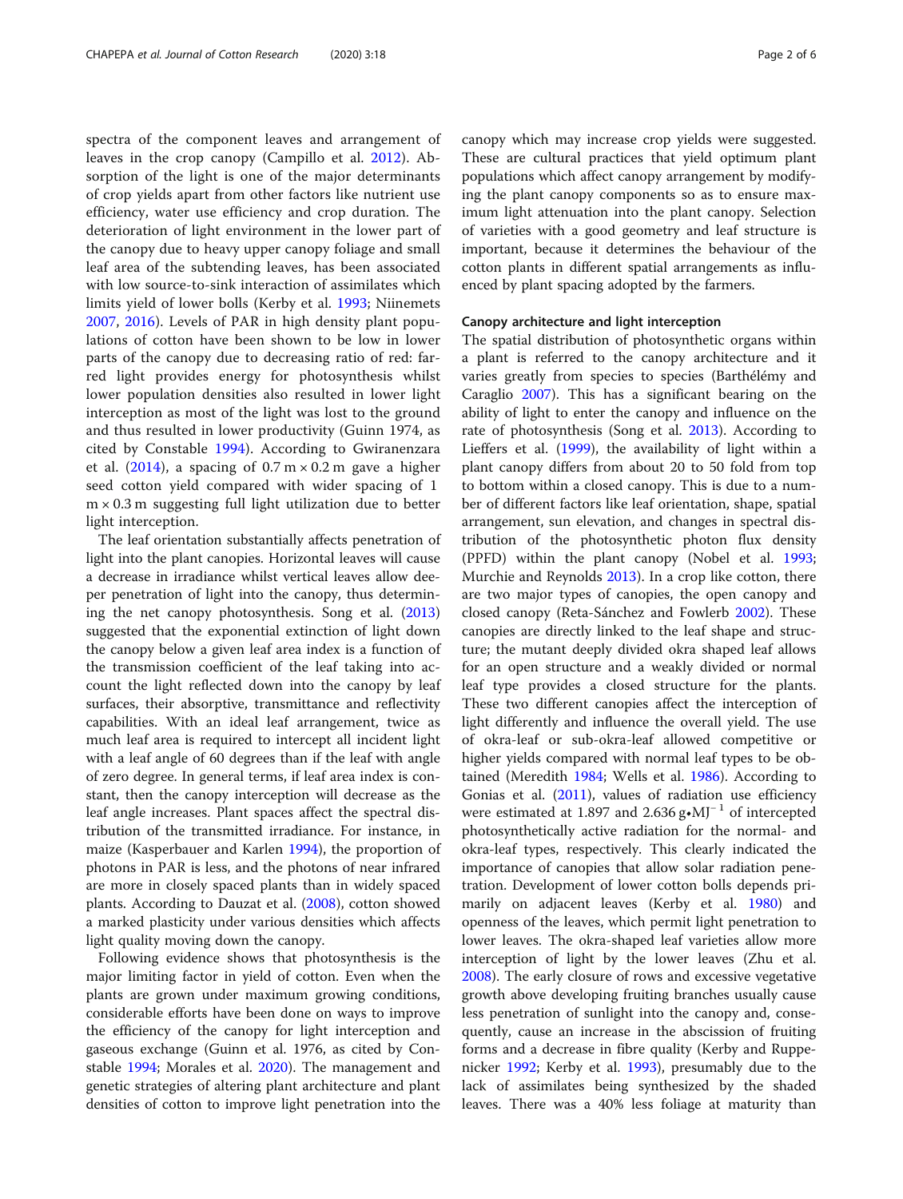spectra of the component leaves and arrangement of leaves in the crop canopy (Campillo et al. 2012). Absorption of the light is one of the major determinants of crop yields apart from other factors like nutrient use efficiency, water use efficiency and crop duration. The deterioration of light environment in the lower part of the canopy due to heavy upper canopy foliage and small leaf area of the subtending leaves, has been associated with low source-to-sink interaction of assimilates which limits yield of lower bolls (Kerby et al. 1993; Niinemets 2007, 2016). Levels of PAR in high density plant populations of cotton have been shown to be low in lower parts of the canopy due to decreasing ratio of red: far-red light provides energy for photosynthesis whilst lower population densities also resulted in lower light interception as most of the light was lost to the ground and thus resulted in lower productivity (Guinn 1974, as cited by Constable 1994). According to Gwiranenzara et al. (2014), a spacing of 0.7 m × 0.2 m gave a higher seed cotton yield compared with wider spacing of 1 m × 0.3 m suggesting full light utilization due to better light interception.

The leaf orientation substantially affects penetration of light into the plant canopies. Horizontal leaves will cause a decrease in irradiance whilst vertical leaves allow deeper penetration of light into the canopy, thus determining the net canopy photosynthesis. Song et al. (2013) suggested that the exponential extinction of light down the canopy below a given leaf area index is a function of the transmission coefficient of the leaf taking into account the light reflected down into the canopy by leaf surfaces, their absorptive, transmittance and reflectivity capabilities. With an ideal leaf arrangement, twice as much leaf area is required to intercept all incident light with a leaf angle of 60 degrees than if the leaf with angle of zero degree. In general terms, if leaf area index is constant, then the canopy interception will decrease as the leaf angle increases. Plant spaces affect the spectral distribution of the transmitted irradiance. For instance, in maize (Kasperbauer and Karlen 1994), the proportion of photons in PAR is less, and the photons of near infrared are more in closely spaced plants than in widely spaced plants. According to Dauzat et al. (2008), cotton showed a marked plasticity under various densities which affects light quality moving down the canopy.

Following evidence shows that photosynthesis is the major limiting factor in yield of cotton. Even when the plants are grown under maximum growing conditions, considerable efforts have been done on ways to improve the efficiency of the canopy for light interception and gaseous exchange (Guinn et al. 1976, as cited by Constable 1994; Morales et al. 2020). The management and genetic strategies of altering plant architecture and plant densities of cotton to improve light penetration into the canopy which may increase crop yields were suggested. These are cultural practices that yield optimum plant populations which affect canopy arrangement by modifying the plant canopy components so as to ensure maximum light attenuation into the plant canopy. Selection of varieties with a good geometry and leaf structure is important, because it determines the behaviour of the cotton plants in different spatial arrangements as influenced by plant spacing adopted by the farmers.

## Canopy architecture and light interception

The spatial distribution of photosynthetic organs within a plant is referred to the canopy architecture and it varies greatly from species to species (Barthélémy and Caraglio 2007). This has a significant bearing on the ability of light to enter the canopy and influence on the rate of photosynthesis (Song et al. 2013). According to Lieffers et al. (1999), the availability of light within a plant canopy differs from about 20 to 50 fold from top to bottom within a closed canopy. This is due to a number of different factors like leaf orientation, shape, spatial arrangement, sun elevation, and changes in spectral distribution of the photosynthetic photon flux density (PPFD) within the plant canopy (Nobel et al. 1993; Murchie and Reynolds 2013). In a crop like cotton, there are two major types of canopies, the open canopy and closed canopy (Reta-Sánchez and Fowlerb 2002). These canopies are directly linked to the leaf shape and structure; the mutant deeply divided okra shaped leaf allows for an open structure and a weakly divided or normal leaf type provides a closed structure for the plants. These two different canopies affect the interception of light differently and influence the overall yield. The use of okra-leaf or sub-okra-leaf allowed competitive or higher yields compared with normal leaf types to be obtained (Meredith 1984; Wells et al. 1986). According to Gonias et al. (2011), values of radiation use efficiency were estimated at 1.897 and 2.636 g•MJ$^{-1}$ of intercepted photosynthetically active radiation for the normal- and okra-leaf types, respectively. This clearly indicated the importance of canopies that allow solar radiation penetration. Development of lower cotton bolls depends primarily on adjacent leaves (Kerby et al. 1980) and openness of the leaves, which permit light penetration to lower leaves. The okra-shaped leaf varieties allow more interception of light by the lower leaves (Zhu et al. 2008). The early closure of rows and excessive vegetative growth above developing fruiting branches usually cause less penetration of sunlight into the canopy and, consequently, cause an increase in the abscission of fruiting forms and a decrease in fibre quality (Kerby and Ruppenicker 1992; Kerby et al. 1993), presumably due to the lack of assimilates being synthesized by the shaded leaves. There was a 40% less foliage at maturity than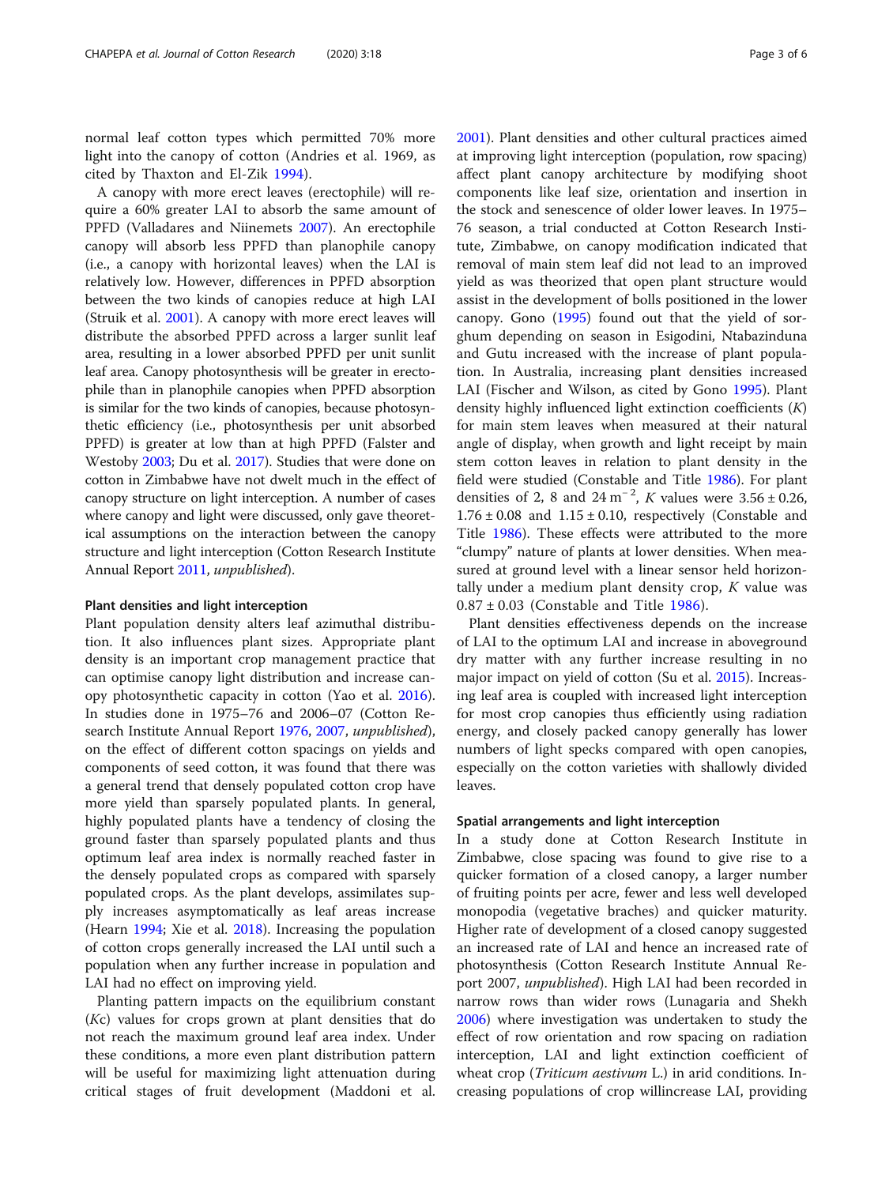normal leaf cotton types which permitted 70% more light into the canopy of cotton (Andries et al. 1969, as cited by Thaxton and El-Zik 1994).

A canopy with more erect leaves (erectophile) will require a 60% greater LAI to absorb the same amount of PPFD (Valladares and Niinemets 2007). An erectophile canopy will absorb less PPFD than planophile canopy (i.e., a canopy with horizontal leaves) when the LAI is relatively low. However, differences in PPFD absorption between the two kinds of canopies reduce at high LAI (Struik et al. 2001). A canopy with more erect leaves will distribute the absorbed PPFD across a larger sunlit leaf area, resulting in a lower absorbed PPFD per unit sunlit leaf area. Canopy photosynthesis will be greater in erectophile than in planophile canopies when PPFD absorption is similar for the two kinds of canopies, because photosynthetic efficiency (i.e., photosynthesis per unit absorbed PPFD) is greater at low than at high PPFD (Falster and Westoby 2003; Du et al. 2017). Studies that were done on cotton in Zimbabwe have not dwelt much in the effect of canopy structure on light interception. A number of cases where canopy and light were discussed, only gave theoretical assumptions on the interaction between the canopy structure and light interception (Cotton Research Institute Annual Report 2011, *unpublished*).

### Plant densities and light interception

Plant population density alters leaf azimuthal distribution. It also influences plant sizes. Appropriate plant density is an important crop management practice that can optimise canopy light distribution and increase canopy photosynthetic capacity in cotton (Yao et al. 2016). In studies done in 1975–76 and 2006–07 (Cotton Research Institute Annual Report 1976, 2007, *unpublished*), on the effect of different cotton spacings on yields and components of seed cotton, it was found that there was a general trend that densely populated cotton crop have more yield than sparsely populated plants. In general, highly populated plants have a tendency of closing the ground faster than sparsely populated plants and thus optimum leaf area index is normally reached faster in the densely populated crops as compared with sparsely populated crops. As the plant develops, assimilates supply increases asymptomatically as leaf areas increase (Hearn 1994; Xie et al. 2018). Increasing the population of cotton crops generally increased the LAI until such a population when any further increase in population and LAI had no effect on improving yield.

Planting pattern impacts on the equilibrium constant ($Kc$) values for crops grown at plant densities that do not reach the maximum ground leaf area index. Under these conditions, a more even plant distribution pattern will be useful for maximizing light attenuation during critical stages of fruit development (Maddoni et al. 2001). Plant densities and other cultural practices aimed at improving light interception (population, row spacing) affect plant canopy architecture by modifying shoot components like leaf size, orientation and insertion in the stock and senescence of older lower leaves. In 1975–76 season, a trial conducted at Cotton Research Institute, Zimbabwe, on canopy modification indicated that removal of main stem leaf did not lead to an improved yield as was theorized that open plant structure would assist in the development of bolls positioned in the lower canopy. Gono (1995) found out that the yield of sorghum depending on season in Esigodini, Ntabazinduna and Gutu increased with the increase of plant population. In Australia, increasing plant densities increased LAI (Fischer and Wilson, as cited by Gono 1995). Plant density highly influenced light extinction coefficients ($K$) for main stem leaves when measured at their natural angle of display, when growth and light receipt by main stem cotton leaves in relation to plant density in the field were studied (Constable and Title 1986). For plant densities of 2, 8 and 24 $m^{-2}$, $K$ values were $3.56 \pm 0.26$, $1.76 \pm 0.08$ and $1.15 \pm 0.10$, respectively (Constable and Title 1986). These effects were attributed to the more "clumpy" nature of plants at lower densities. When measured at ground level with a linear sensor held horizontally under a medium plant density crop, $K$ value was $0.87 \pm 0.03$ (Constable and Title 1986).

Plant densities effectiveness depends on the increase of LAI to the optimum LAI and increase in aboveground dry matter with any further increase resulting in no major impact on yield of cotton (Su et al. 2015). Increasing leaf area is coupled with increased light interception for most crop canopies thus efficiently using radiation energy, and closely packed canopy generally has lower numbers of light specks compared with open canopies, especially on the cotton varieties with shallowly divided leaves.

### Spatial arrangements and light interception

In a study done at Cotton Research Institute in Zimbabwe, close spacing was found to give rise to a quicker formation of a closed canopy, a larger number of fruiting points per acre, fewer and less well developed monopodia (vegetative braches) and quicker maturity. Higher rate of development of a closed canopy suggested an increased rate of LAI and hence an increased rate of photosynthesis (Cotton Research Institute Annual Report 2007, *unpublished*). High LAI had been recorded in narrow rows than wider rows (Lunagaria and Shekh 2006) where investigation was undertaken to study the effect of row orientation and row spacing on radiation interception, LAI and light extinction coefficient of wheat crop (*Triticum aestivum* L.) in arid conditions. Increasing populations of crop willincrease LAI, providing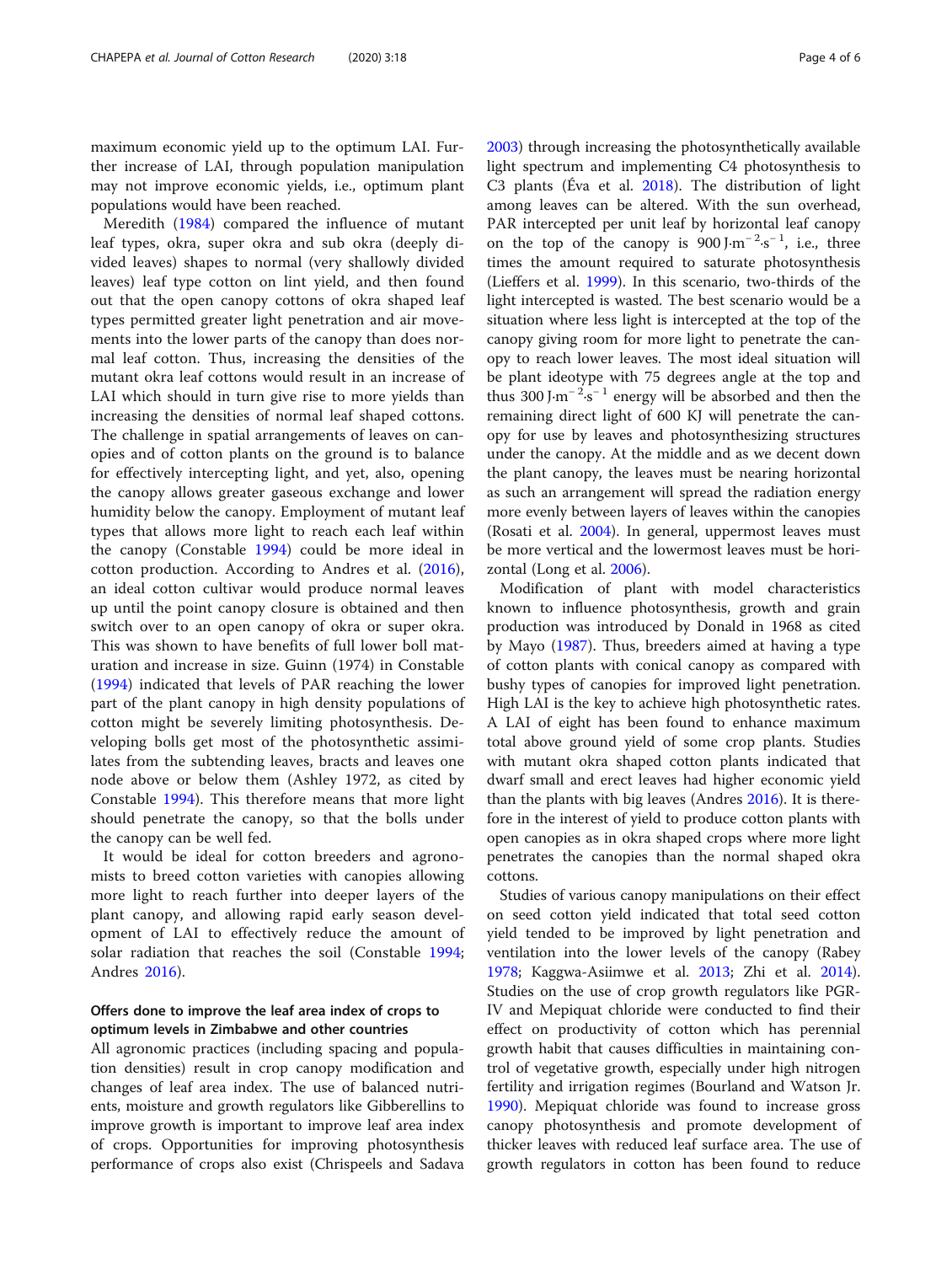maximum economic yield up to the optimum LAI. Further increase of LAI, through population manipulation may not improve economic yields, i.e., optimum plant populations would have been reached.

Meredith (1984) compared the influence of mutant leaf types, okra, super okra and sub okra (deeply divided leaves) shapes to normal (very shallowly divided leaves) leaf type cotton on lint yield, and then found out that the open canopy cottons of okra shaped leaf types permitted greater light penetration and air movements into the lower parts of the canopy than does normal leaf cotton. Thus, increasing the densities of the mutant okra leaf cottons would result in an increase of LAI which should in turn give rise to more yields than increasing the densities of normal leaf shaped cottons. The challenge in spatial arrangements of leaves on canopies and of cotton plants on the ground is to balance for effectively intercepting light, and yet, also, opening the canopy allows greater gaseous exchange and lower humidity below the canopy. Employment of mutant leaf types that allows more light to reach each leaf within the canopy (Constable 1994) could be more ideal in cotton production. According to Andres et al. (2016), an ideal cotton cultivar would produce normal leaves up until the point canopy closure is obtained and then switch over to an open canopy of okra or super okra. This was shown to have benefits of full lower boll maturation and increase in size. Guinn (1974) in Constable (1994) indicated that levels of PAR reaching the lower part of the plant canopy in high density populations of cotton might be severely limiting photosynthesis. Developing bolls get most of the photosynthetic assimilates from the subtending leaves, bracts and leaves one node above or below them (Ashley 1972, as cited by Constable 1994). This therefore means that more light should penetrate the canopy, so that the bolls under the canopy can be well fed.

It would be ideal for cotton breeders and agronomists to breed cotton varieties with canopies allowing more light to reach further into deeper layers of the plant canopy, and allowing rapid early season development of LAI to effectively reduce the amount of solar radiation that reaches the soil (Constable 1994; Andres 2016).

## Offers done to improve the leaf area index of crops to optimum levels in Zimbabwe and other countries

All agronomic practices (including spacing and population densities) result in crop canopy modification and changes of leaf area index. The use of balanced nutrients, moisture and growth regulators like Gibberellins to improve growth is important to improve leaf area index of crops. Opportunities for improving photosynthesis performance of crops also exist (Chrispeels and Sadava 2003) through increasing the photosynthetically available light spectrum and implementing C4 photosynthesis to C3 plants (Éva et al. 2018). The distribution of light among leaves can be altered. With the sun overhead, PAR intercepted per unit leaf by horizontal leaf canopy on the top of the canopy is $900\,\text{J}\cdot\text{m}^{-2}\cdot\text{s}^{-1}$, i.e., three times the amount required to saturate photosynthesis (Lieffers et al. 1999). In this scenario, two-thirds of the light intercepted is wasted. The best scenario would be a situation where less light is intercepted at the top of the canopy giving room for more light to penetrate the canopy to reach lower leaves. The most ideal situation will be plant ideotype with 75 degrees angle at the top and thus $300\,\text{J}\cdot\text{m}^{-2}\cdot\text{s}^{-1}$ energy will be absorbed and then the remaining direct light of 600 KJ will penetrate the canopy for use by leaves and photosynthesizing structures under the canopy. At the middle and as we decent down the plant canopy, the leaves must be nearing horizontal as such an arrangement will spread the radiation energy more evenly between layers of leaves within the canopies (Rosati et al. 2004). In general, uppermost leaves must be more vertical and the lowermost leaves must be horizontal (Long et al. 2006).

Modification of plant with model characteristics known to influence photosynthesis, growth and grain production was introduced by Donald in 1968 as cited by Mayo (1987). Thus, breeders aimed at having a type of cotton plants with conical canopy as compared with bushy types of canopies for improved light penetration. High LAI is the key to achieve high photosynthetic rates. A LAI of eight has been found to enhance maximum total above ground yield of some crop plants. Studies with mutant okra shaped cotton plants indicated that dwarf small and erect leaves had higher economic yield than the plants with big leaves (Andres 2016). It is therefore in the interest of yield to produce cotton plants with open canopies as in okra shaped crops where more light penetrates the canopies than the normal shaped okra cottons.

Studies of various canopy manipulations on their effect on seed cotton yield indicated that total seed cotton yield tended to be improved by light penetration and ventilation into the lower levels of the canopy (Rabey 1978; Kaggwa-Asiimwe et al. 2013; Zhi et al. 2014). Studies on the use of crop growth regulators like PGR-IV and Mepiquat chloride were conducted to find their effect on productivity of cotton which has perennial growth habit that causes difficulties in maintaining control of vegetative growth, especially under high nitrogen fertility and irrigation regimes (Bourland and Watson Jr. 1990). Mepiquat chloride was found to increase gross canopy photosynthesis and promote development of thicker leaves with reduced leaf surface area. The use of growth regulators in cotton has been found to reduce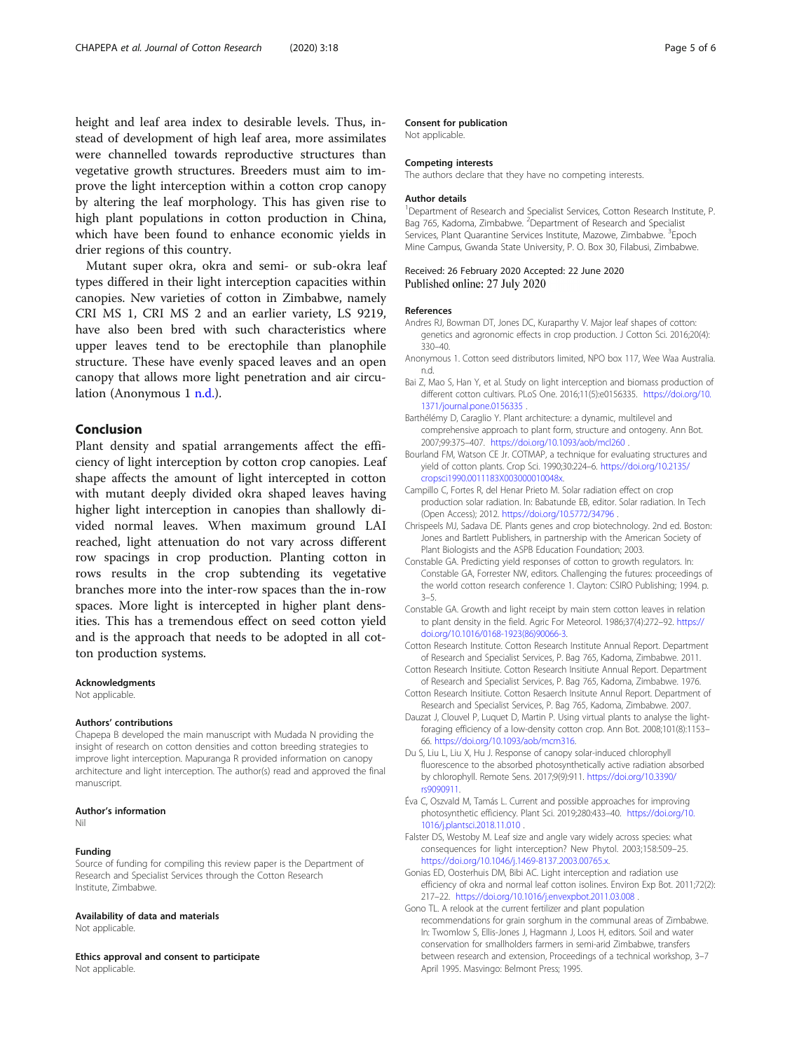height and leaf area index to desirable levels. Thus, instead of development of high leaf area, more assimilates were channelled towards reproductive structures than vegetative growth structures. Breeders must aim to improve the light interception within a cotton crop canopy by altering the leaf morphology. This has given rise to high plant populations in cotton production in China, which have been found to enhance economic yields in drier regions of this country.

Mutant super okra, okra and semi- or sub-okra leaf types differed in their light interception capacities within canopies. New varieties of cotton in Zimbabwe, namely CRI MS 1, CRI MS 2 and an earlier variety, LS 9219, have also been bred with such characteristics where upper leaves tend to be erectophile than planophile structure. These have evenly spaced leaves and an open canopy that allows more light penetration and air circulation (Anonymous 1 n.d.).

## Conclusion

Plant density and spatial arrangements affect the efficiency of light interception by cotton crop canopies. Leaf shape affects the amount of light intercepted in cotton with mutant deeply divided okra shaped leaves having higher light interception in canopies than shallowly divided normal leaves. When maximum ground LAI reached, light attenuation do not vary across different row spacings in crop production. Planting cotton in rows results in the crop subtending its vegetative branches more into the inter-row spaces than the in-row spaces. More light is intercepted in higher plant densities. This has a tremendous effect on seed cotton yield and is the approach that needs to be adopted in all cotton production systems.

#### Acknowledgments

Not applicable.

#### Authors' contributions

Chapepa B developed the main manuscript with Mudada N providing the insight of research on cotton densities and cotton breeding strategies to improve light interception. Mapuranga R provided information on canopy architecture and light interception. The author(s) read and approved the final manuscript.

#### Author's information

Nil

#### Funding

Source of funding for compiling this review paper is the Department of Research and Specialist Services through the Cotton Research Institute, Zimbabwe.

#### Availability of data and materials

Not applicable.

#### Ethics approval and consent to participate

Not applicable.

#### Consent for publication

Not applicable.

#### Competing interests

The authors declare that they have no competing interests.

#### Author details

[1]Department of Research and Specialist Services, Cotton Research Institute, P. Bag 765, Kadoma, Zimbabwe. [2]Department of Research and Specialist Services, Plant Quarantine Services Institute, Mazowe, Zimbabwe. [3]Epoch Mine Campus, Gwanda State University, P. O. Box 30, Filabusi, Zimbabwe.

Received: 26 February 2020 Accepted: 22 June 2020
Published online: 27 July 2020

#### References

Andres RJ, Bowman DT, Jones DC, Kuraparthy V. Major leaf shapes of cotton: genetics and agronomic effects in crop production. J Cotton Sci. 2016;20(4): 330–40.

Anonymous 1. Cotton seed distributors limited, NPO box 117, Wee Waa Australia. n.d.

Bai Z, Mao S, Han Y, et al. Study on light interception and biomass production of different cotton cultivars. PLoS One. 2016;11(5):e0156335. https://doi.org/10.1371/journal.pone.0156335 .

Barthélémy D, Caraglio Y. Plant architecture: a dynamic, multilevel and comprehensive approach to plant form, structure and ontogeny. Ann Bot. 2007;99:375–407. https://doi.org/10.1093/aob/mcl260 .

Bourland FM, Watson CE Jr. COTMAP, a technique for evaluating structures and yield of cotton plants. Crop Sci. 1990;30:224–6. https://doi.org/10.2135/cropsci1990.0011183X003000010048x.

Campillo C, Fortes R, del Henar Prieto M. Solar radiation effect on crop production solar radiation. In: Babatunde EB, editor. Solar radiation. In Tech (Open Access); 2012. https://doi.org/10.5772/34796 .

Chrispeels MJ, Sadava DE. Plants genes and crop biotechnology. 2nd ed. Boston: Jones and Bartlett Publishers, in partnership with the American Society of Plant Biologists and the ASPB Education Foundation; 2003.

Constable GA. Predicting yield responses of cotton to growth regulators. In: Constable GA, Forrester NW, editors. Challenging the futures: proceedings of the world cotton research conference 1. Clayton: CSIRO Publishing; 1994. p. 3–5.

Constable GA. Growth and light receipt by main stem cotton leaves in relation to plant density in the field. Agric For Meteorol. 1986;37(4):272–92. https://doi.org/10.1016/0168-1923(86)90066-3.

Cotton Research Institute. Cotton Research Institute Annual Report. Department of Research and Specialist Services, P. Bag 765, Kadoma, Zimbabwe. 2011.

Cotton Research Insitiute. Cotton Research Insitiute Annual Report. Department of Research and Specialist Services, P. Bag 765, Kadoma, Zimbabwe. 1976.

Cotton Research Insitiute. Cotton Resaerch Insitute Annul Report. Department of Research and Specialist Services, P. Bag 765, Kadoma, Zimbabwe. 2007.

Dauzat J, Clouvel P, Luquet D, Martin P. Using virtual plants to analyse the light-foraging efficiency of a low-density cotton crop. Ann Bot. 2008;101(8):1153–66. https://doi.org/10.1093/aob/mcm316.

Du S, Liu L, Liu X, Hu J. Response of canopy solar-induced chlorophyll fluorescence to the absorbed photosynthetically active radiation absorbed by chlorophyll. Remote Sens. 2017;9(9):911. https://doi.org/10.3390/rs9090911.

Éva C, Oszvald M, Tamás L. Current and possible approaches for improving photosynthetic efficiency. Plant Sci. 2019;280:433–40. https://doi.org/10.1016/j.plantsci.2018.11.010 .

Falster DS, Westoby M. Leaf size and angle vary widely across species: what consequences for light interception? New Phytol. 2003;158:509–25. https://doi.org/10.1046/j.1469-8137.2003.00765.x.

Gonias ED, Oosterhuis DM, Bibi AC. Light interception and radiation use efficiency of okra and normal leaf cotton isolines. Environ Exp Bot. 2011;72(2): 217–22. https://doi.org/10.1016/j.envexpbot.2011.03.008 .

Gono TL. A relook at the current fertilizer and plant population recommendations for grain sorghum in the communal areas of Zimbabwe. In: Twomlow S, Ellis-Jones J, Hagmann J, Loos H, editors. Soil and water conservation for smallholders farmers in semi-arid Zimbabwe, transfers between research and extension, Proceedings of a technical workshop, 3–7 April 1995. Masvingo: Belmont Press; 1995.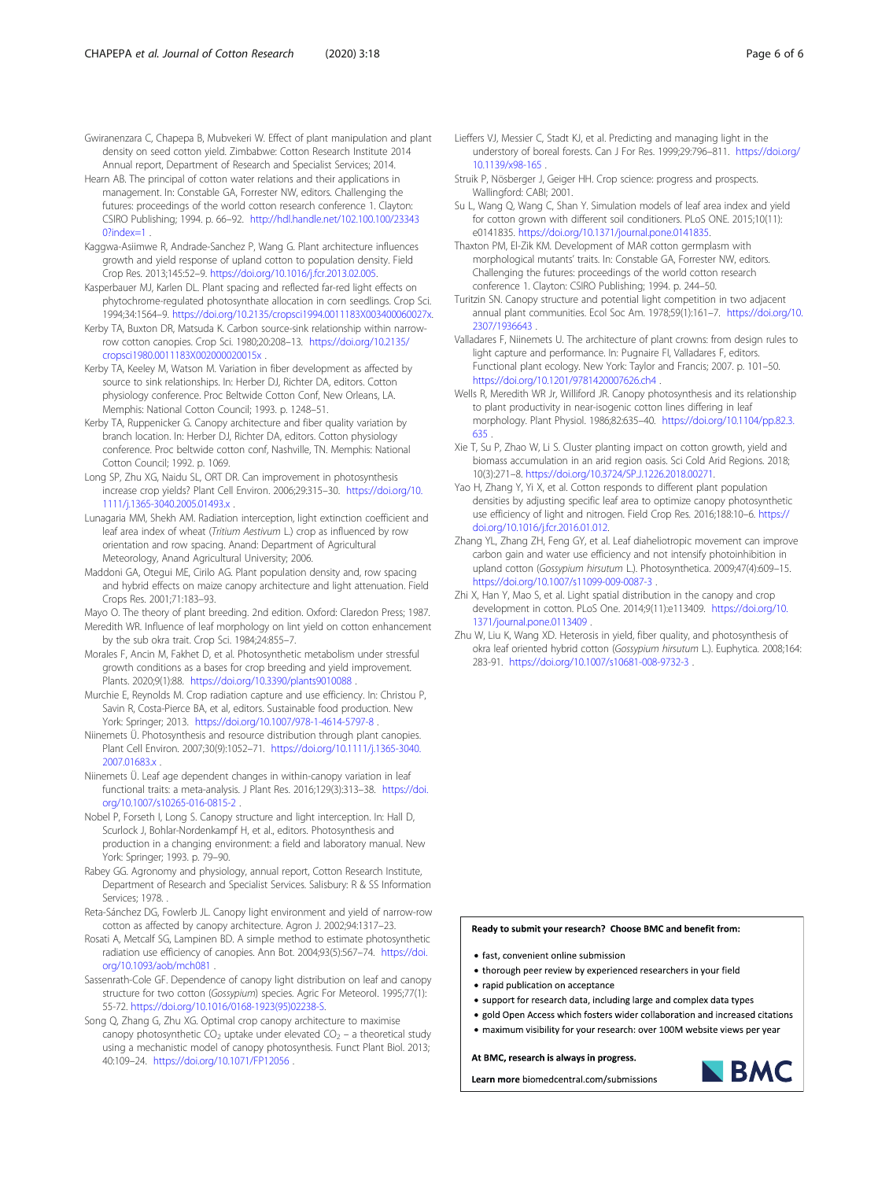Gwiranenzara C, Chapepa B, Mubvekeri W. Effect of plant manipulation and plant density on seed cotton yield. Zimbabwe: Cotton Research Institute 2014 Annual report, Department of Research and Specialist Services; 2014.

Hearn AB. The principal of cotton water relations and their applications in management. In: Constable GA, Forrester NW, editors. Challenging the futures: proceedings of the world cotton research conference 1. Clayton: CSIRO Publishing; 1994. p. 66–92. http://hdl.handle.net/102.100.100/233430?index=1 .

Kaggwa-Asiimwe R, Andrade-Sanchez P, Wang G. Plant architecture influences growth and yield response of upland cotton to population density. Field Crop Res. 2013;145:52–9. https://doi.org/10.1016/j.fcr.2013.02.005.

Kasperbauer MJ, Karlen DL. Plant spacing and reflected far-red light effects on phytochrome-regulated photosynthate allocation in corn seedlings. Crop Sci. 1994;34:1564–9. https://doi.org/10.2135/cropsci1994.0011183X003400060027x.

Kerby TA, Buxton DR, Matsuda K. Carbon source-sink relationship within narrow-row cotton canopies. Crop Sci. 1980;20:208–13. https://doi.org/10.2135/cropsci1980.0011183X002000020015x .

Kerby TA, Keeley M, Watson M. Variation in fiber development as affected by source to sink relationships. In: Herber DJ, Richter DA, editors. Cotton physiology conference. Proc Beltwide Cotton Conf, New Orleans, LA. Memphis: National Cotton Council; 1993. p. 1248–51.

Kerby TA, Ruppenicker G. Canopy architecture and fiber quality variation by branch location. In: Herber DJ, Richter DA, editors. Cotton physiology conference. Proc beltwide cotton conf, Nashville, TN. Memphis: National Cotton Council; 1992. p. 1069.

Long SP, Zhu XG, Naidu SL, ORT DR. Can improvement in photosynthesis increase crop yields? Plant Cell Environ. 2006;29:315–30. https://doi.org/10.1111/j.1365-3040.2005.01493.x .

Lunagaria MM, Shekh AM. Radiation interception, light extinction coefficient and leaf area index of wheat (*Tritium Aestivum* L.) crop as influenced by row orientation and row spacing. Anand: Department of Agricultural Meteorology, Anand Agricultural University; 2006.

Maddoni GA, Otegui ME, Cirilo AG. Plant population density and, row spacing and hybrid effects on maize canopy architecture and light attenuation. Field Crops Res. 2001;71:183–93.

Mayo O. The theory of plant breeding. 2nd edition. Oxford: Claredon Press; 1987.

Meredith WR. Influence of leaf morphology on lint yield on cotton enhancement by the sub okra trait. Crop Sci. 1984;24:855–7.

Morales F, Ancin M, Fakhet D, et al. Photosynthetic metabolism under stressful growth conditions as a bases for crop breeding and yield improvement. Plants. 2020;9(1):88. https://doi.org/10.3390/plants9010088 .

Murchie E, Reynolds M. Crop radiation capture and use efficiency. In: Christou P, Savin R, Costa-Pierce BA, et al, editors. Sustainable food production. New York: Springer; 2013. https://doi.org/10.1007/978-1-4614-5797-8 .

Niinemets Ü. Photosynthesis and resource distribution through plant canopies. Plant Cell Environ. 2007;30(9):1052–71. https://doi.org/10.1111/j.1365-3040.2007.01683.x .

Niinemets Ü. Leaf age dependent changes in within-canopy variation in leaf functional traits: a meta-analysis. J Plant Res. 2016;129(3):313–38. https://doi.org/10.1007/s10265-016-0815-2 .

Nobel P, Forseth I, Long S. Canopy structure and light interception. In: Hall D, Scurlock J, Bohlar-Nordenkampf H, et al., editors. Photosynthesis and production in a changing environment: a field and laboratory manual. New York: Springer; 1993. p. 79–90.

Rabey GG. Agronomy and physiology, annual report, Cotton Research Institute, Department of Research and Specialist Services. Salisbury: R & SS Information Services; 1978. .

Reta-Sánchez DG, Fowlerb JL. Canopy light environment and yield of narrow-row cotton as affected by canopy architecture. Agron J. 2002;94:1317–23.

Rosati A, Metcalf SG, Lampinen BD. A simple method to estimate photosynthetic radiation use efficiency of canopies. Ann Bot. 2004;93(5):567–74. https://doi.org/10.1093/aob/mch081 .

Sassenrath-Cole GF. Dependence of canopy light distribution on leaf and canopy structure for two cotton (*Gossypium*) species. Agric For Meteorol. 1995;77(1):55-72. https://doi.org/10.1016/0168-1923(95)02238-S.

Song Q, Zhang G, Zhu XG. Optimal crop canopy architecture to maximise canopy photosynthetic $CO_2$ uptake under elevated $CO_2$ – a theoretical study using a mechanistic model of canopy photosynthesis. Funct Plant Biol. 2013;40:109–24. https://doi.org/10.1071/FP12056 .

Lieffers VJ, Messier C, Stadt KJ, et al. Predicting and managing light in the understory of boreal forests. Can J For Res. 1999;29:796–811. https://doi.org/10.1139/x98-165 .

Struik P, Nösberger J, Geiger HH. Crop science: progress and prospects. Wallingford: CABI; 2001.

Su L, Wang Q, Wang C, Shan Y. Simulation models of leaf area index and yield for cotton grown with different soil conditioners. PLoS ONE. 2015;10(11):e0141835. https://doi.org/10.1371/journal.pone.0141835.

Thaxton PM, El-Zik KM. Development of MAR cotton germplasm with morphological mutants' traits. In: Constable GA, Forrester NW, editors. Challenging the futures: proceedings of the world cotton research conference 1. Clayton: CSIRO Publishing; 1994. p. 244–50.

Turitzin SN. Canopy structure and potential light competition in two adjacent annual plant communities. Ecol Soc Am. 1978;59(1):161–7. https://doi.org/10.2307/1936643 .

Valladares F, Niinemets U. The architecture of plant crowns: from design rules to light capture and performance. In: Pugnaire FI, Valladares F, editors. Functional plant ecology. New York: Taylor and Francis; 2007. p. 101–50. https://doi.org/10.1201/9781420007626.ch4 .

Wells R, Meredith WR Jr, Williford JR. Canopy photosynthesis and its relationship to plant productivity in near-isogenic cotton lines differing in leaf morphology. Plant Physiol. 1986;82:635–40. https://doi.org/10.1104/pp.82.3.635 .

Xie T, Su P, Zhao W, Li S. Cluster planting impact on cotton growth, yield and biomass accumulation in an arid region oasis. Sci Cold Arid Regions. 2018;10(3):271–8. https://doi.org/10.3724/SP.J.1226.2018.00271.

Yao H, Zhang Y, Yi X, et al. Cotton responds to different plant population densities by adjusting specific leaf area to optimize canopy photosynthetic use efficiency of light and nitrogen. Field Crop Res. 2016;188:10–6. https://doi.org/10.1016/j.fcr.2016.01.012.

Zhang YL, Zhang ZH, Feng GY, et al. Leaf diaheliotropic movement can improve carbon gain and water use efficiency and not intensify photoinhibition in upland cotton (*Gossypium hirsutum* L.). Photosynthetica. 2009;47(4):609–15. https://doi.org/10.1007/s11099-009-0087-3 .

Zhi X, Han Y, Mao S, et al. Light spatial distribution in the canopy and crop development in cotton. PLoS One. 2014;9(11):e113409. https://doi.org/10.1371/journal.pone.0113409 .

Zhu W, Liu K, Wang XD. Heterosis in yield, fiber quality, and photosynthesis of okra leaf oriented hybrid cotton (*Gossypium hirsutum* L.). Euphytica. 2008;164:283-91. https://doi.org/10.1007/s10681-008-9732-3 .

**Ready to submit your research? Choose BMC and benefit from:**

- fast, convenient online submission
- thorough peer review by experienced researchers in your field
- rapid publication on acceptance
- support for research data, including large and complex data types
- gold Open Access which fosters wider collaboration and increased citations
- maximum visibility for your research: over 100M website views per year

**At BMC, research is always in progress.**

**Learn more** biomedcentral.com/submissions

BMC